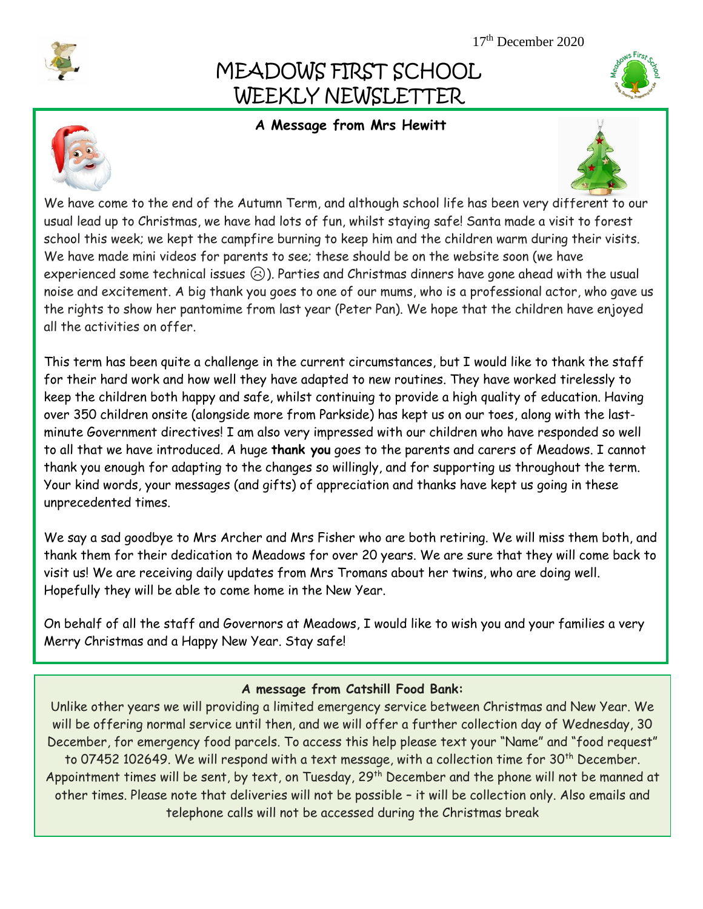17th December 2020

# MEADOWS FIRST SCHOOL WEEKLY NEWSLETTER

## A Message from Mrs Hewitt

We have come to the end of the Autumn Term, and although school life has been very different to our usual lead up to Christmas, we have had lots of fun, whilst staying safe! Santa made a visit to forest school this week; we kept the campfire burning to keep him and the children warm during their visits. We have made mini videos for parents to see; these should be on the website soon (we have experienced some technical issues ☹). Parties and Christmas dinners have gone ahead with the usual noise and excitement. A big thank you goes to one of our mums, who is a professional actor, who gave us the rights to show her pantomime from last year (Peter Pan). We hope that the children have enjoyed all the activities on offer.

This term has been quite a challenge in the current circumstances, but I would like to thank the staff for their hard work and how well they have adapted to new routines. They have worked tirelessly to keep the children both happy and safe, whilst continuing to provide a high quality of education. Having over 350 children onsite (alongside more from Parkside) has kept us on our toes, along with the last-minute Government directives! I am also very impressed with our children who have responded so well to all that we have introduced. A huge **thank you** goes to the parents and carers of Meadows. I cannot thank you enough for adapting to the changes so willingly, and for supporting us throughout the term. Your kind words, your messages (and gifts) of appreciation and thanks have kept us going in these unprecedented times.

We say a sad goodbye to Mrs Archer and Mrs Fisher who are both retiring. We will miss them both, and thank them for their dedication to Meadows for over 20 years. We are sure that they will come back to visit us! We are receiving daily updates from Mrs Tromans about her twins, who are doing well. Hopefully they will be able to come home in the New Year.

On behalf of all the staff and Governors at Meadows, I would like to wish you and your families a very Merry Christmas and a Happy New Year. Stay safe!

## A message from Catshill Food Bank:

Unlike other years we will providing a limited emergency service between Christmas and New Year. We will be offering normal service until then, and we will offer a further collection day of Wednesday, 30 December, for emergency food parcels. To access this help please text your "Name" and "food request" to 07452 102649. We will respond with a text message, with a collection time for 30th December. Appointment times will be sent, by text, on Tuesday, 29th December and the phone will not be manned at other times. Please note that deliveries will not be possible – it will be collection only. Also emails and telephone calls will not be accessed during the Christmas break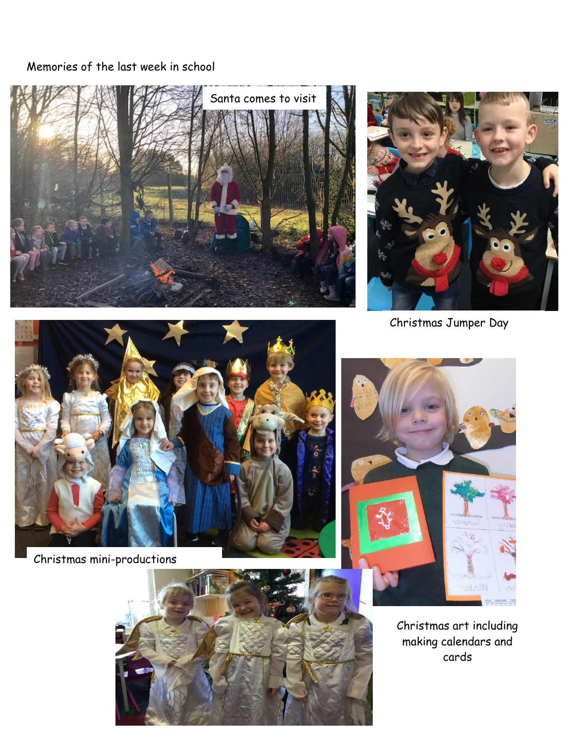Memories of the last week in school

Santa comes to visit

Christmas Jumper Day

Christmas mini-productions

Christmas art including making calendars and cards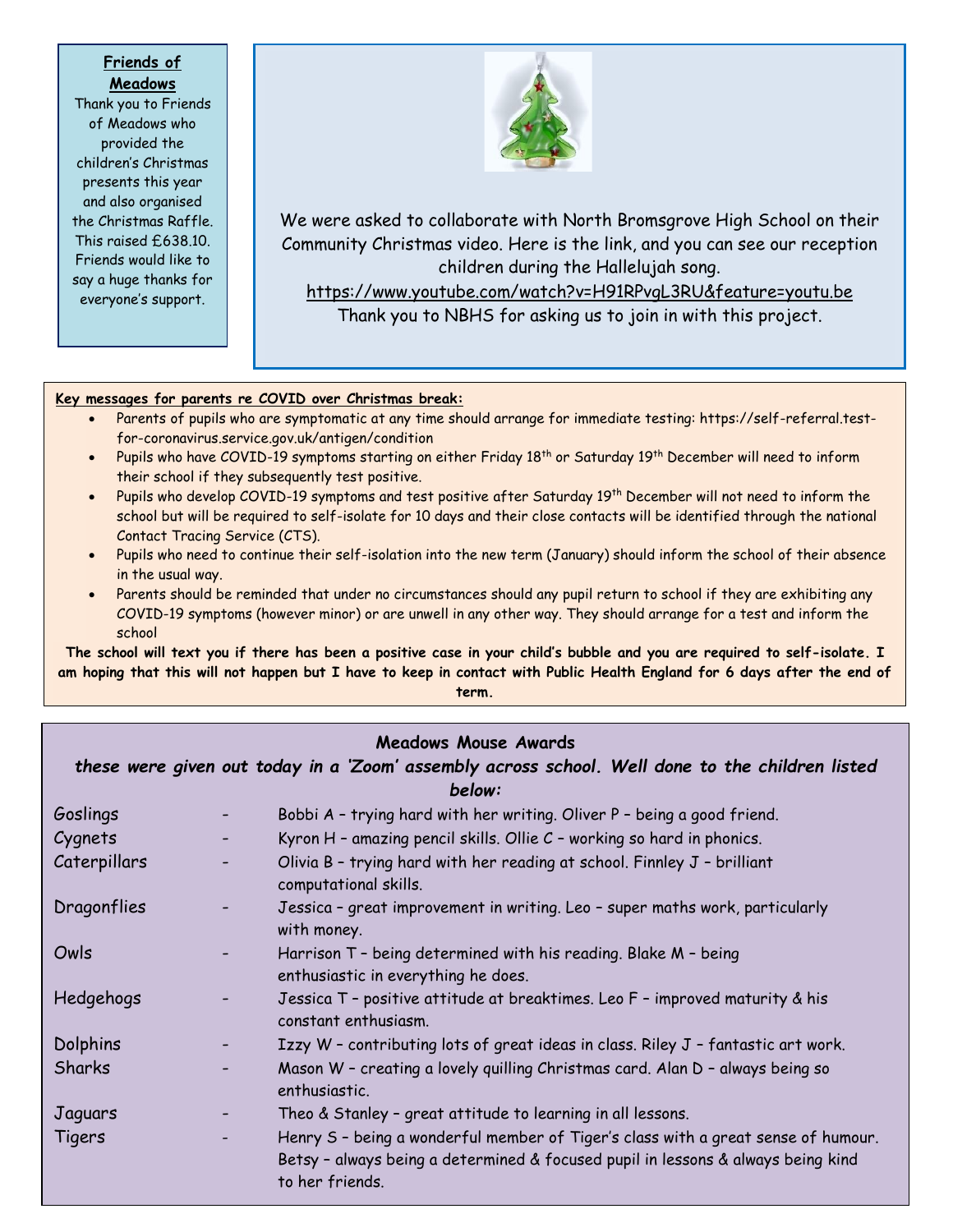**Friends of Meadows**

Thank you to Friends of Meadows who provided the children's Christmas presents this year and also organised the Christmas Raffle. This raised £638.10. Friends would like to say a huge thanks for everyone's support.

We were asked to collaborate with North Bromsgrove High School on their Community Christmas video. Here is the link, and you can see our reception children during the Hallelujah song.
https://www.youtube.com/watch?v=H91RPvgL3RU&feature=youtu.be
Thank you to NBHS for asking us to join in with this project.

**Key messages for parents re COVID over Christmas break:**

- Parents of pupils who are symptomatic at any time should arrange for immediate testing: https://self-referral.test-for-coronavirus.service.gov.uk/antigen/condition
- Pupils who have COVID-19 symptoms starting on either Friday 18th or Saturday 19th December will need to inform their school if they subsequently test positive.
- Pupils who develop COVID-19 symptoms and test positive after Saturday 19th December will not need to inform the school but will be required to self-isolate for 10 days and their close contacts will be identified through the national Contact Tracing Service (CTS).
- Pupils who need to continue their self-isolation into the new term (January) should inform the school of their absence in the usual way.
- Parents should be reminded that under no circumstances should any pupil return to school if they are exhibiting any COVID-19 symptoms (however minor) or are unwell in any other way. They should arrange for a test and inform the school

**The school will text you if there has been a positive case in your child's bubble and you are required to self-isolate. I am hoping that this will not happen but I have to keep in contact with Public Health England for 6 days after the end of term.**

**Meadows Mouse Awards**

***these were given out today in a 'Zoom' assembly across school. Well done to the children listed below:***

| | | |
|---|---|---|
| Goslings | - | Bobbi A – trying hard with her writing. Oliver P – being a good friend. |
| Cygnets | - | Kyron H – amazing pencil skills. Ollie C – working so hard in phonics. |
| Caterpillars | - | Olivia B – trying hard with her reading at school. Finnley J – brilliant computational skills. |
| Dragonflies | - | Jessica – great improvement in writing. Leo – super maths work, particularly with money. |
| Owls | - | Harrison T – being determined with his reading. Blake M – being enthusiastic in everything he does. |
| Hedgehogs | - | Jessica T – positive attitude at breaktimes. Leo F – improved maturity & his constant enthusiasm. |
| Dolphins | - | Izzy W – contributing lots of great ideas in class. Riley J – fantastic art work. |
| Sharks | - | Mason W – creating a lovely quilling Christmas card. Alan D – always being so enthusiastic. |
| Jaguars | - | Theo & Stanley – great attitude to learning in all lessons. |
| Tigers | - | Henry S – being a wonderful member of Tiger's class with a great sense of humour. Betsy – always being a determined & focused pupil in lessons & always being kind to her friends. |